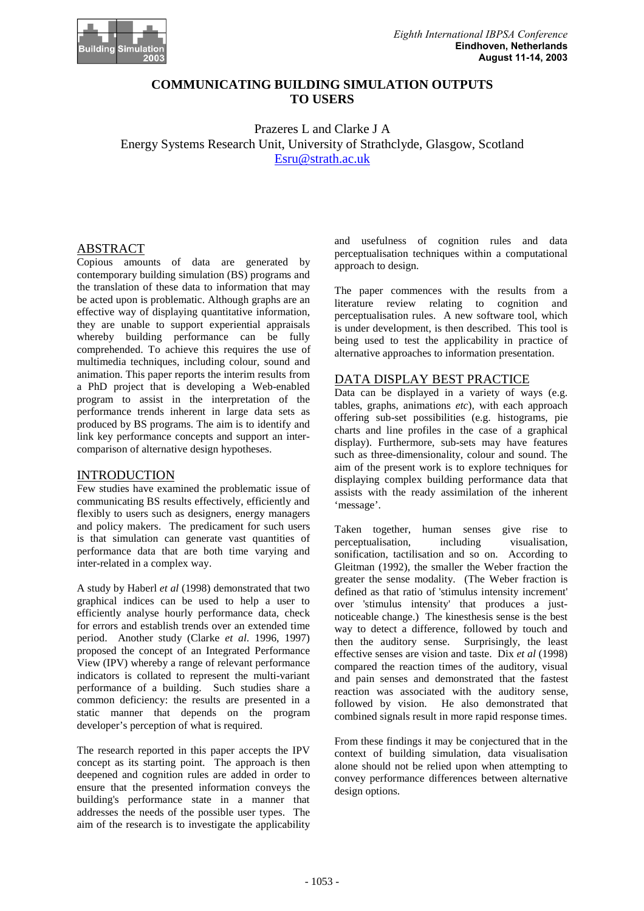# COMMUNICATING BUILDING SIMULATION OUTPUTS TO USERS

Prazeres L and Clarke J A
Energy Systems Research Unit, University of Strathclyde, Glasgow, Scotland
Esru@strath.ac.uk

## ABSTRACT

Copious amounts of data are generated by contemporary building simulation (BS) programs and the translation of these data to information that may be acted upon is problematic. Although graphs are an effective way of displaying quantitative information, they are unable to support experiential appraisals whereby building performance can be fully comprehended. To achieve this requires the use of multimedia techniques, including colour, sound and animation. This paper reports the interim results from a PhD project that is developing a Web-enabled program to assist in the interpretation of the performance trends inherent in large data sets as produced by BS programs. The aim is to identify and link key performance concepts and support an inter-comparison of alternative design hypotheses.

## INTRODUCTION

Few studies have examined the problematic issue of communicating BS results effectively, efficiently and flexibly to users such as designers, energy managers and policy makers. The predicament for such users is that simulation can generate vast quantities of performance data that are both time varying and inter-related in a complex way.

A study by Haberl *et al* (1998) demonstrated that two graphical indices can be used to help a user to efficiently analyse hourly performance data, check for errors and establish trends over an extended time period. Another study (Clarke *et al*. 1996, 1997) proposed the concept of an Integrated Performance View (IPV) whereby a range of relevant performance indicators is collated to represent the multi-variant performance of a building. Such studies share a common deficiency: the results are presented in a static manner that depends on the program developer's perception of what is required.

The research reported in this paper accepts the IPV concept as its starting point. The approach is then deepened and cognition rules are added in order to ensure that the presented information conveys the building's performance state in a manner that addresses the needs of the possible user types. The aim of the research is to investigate the applicability and usefulness of cognition rules and data perceptualisation techniques within a computational approach to design.

The paper commences with the results from a literature review relating to cognition and perceptualisation rules. A new software tool, which is under development, is then described. This tool is being used to test the applicability in practice of alternative approaches to information presentation.

## DATA DISPLAY BEST PRACTICE

Data can be displayed in a variety of ways (e.g. tables, graphs, animations *etc*), with each approach offering sub-set possibilities (e.g. histograms, pie charts and line profiles in the case of a graphical display). Furthermore, sub-sets may have features such as three-dimensionality, colour and sound. The aim of the present work is to explore techniques for displaying complex building performance data that assists with the ready assimilation of the inherent 'message'.

Taken together, human senses give rise to perceptualisation, including visualisation, sonification, tactilisation and so on. According to Gleitman (1992), the smaller the Weber fraction the greater the sense modality. (The Weber fraction is defined as that ratio of 'stimulus intensity increment' over 'stimulus intensity' that produces a just-noticeable change.) The kinesthesis sense is the best way to detect a difference, followed by touch and then the auditory sense. Surprisingly, the least effective senses are vision and taste. Dix *et al* (1998) compared the reaction times of the auditory, visual and pain senses and demonstrated that the fastest reaction was associated with the auditory sense, followed by vision. He also demonstrated that combined signals result in more rapid response times.

From these findings it may be conjectured that in the context of building simulation, data visualisation alone should not be relied upon when attempting to convey performance differences between alternative design options.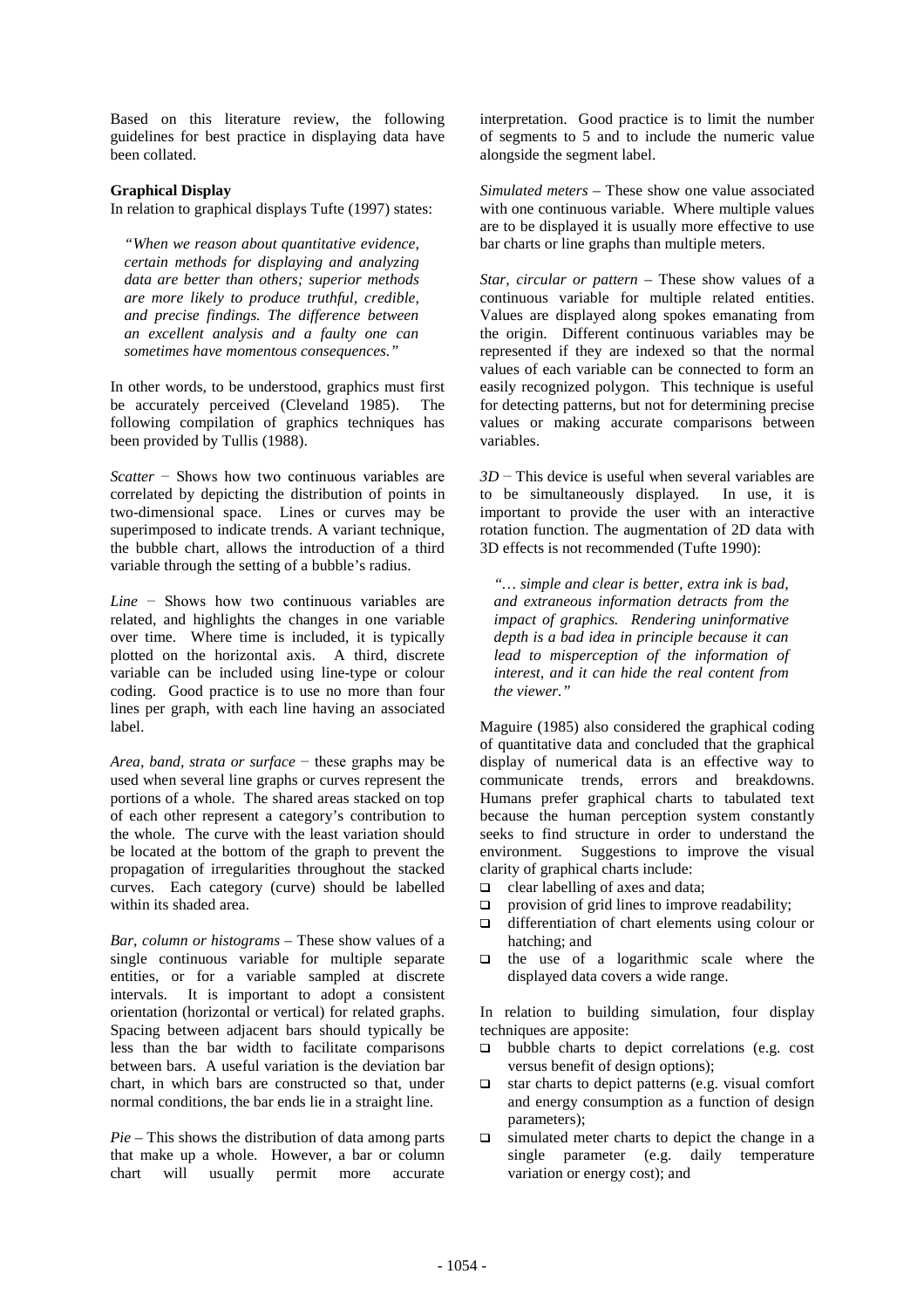Based on this literature review, the following guidelines for best practice in displaying data have been collated.

**Graphical Display**

In relation to graphical displays Tufte (1997) states:

> *"When we reason about quantitative evidence, certain methods for displaying and analyzing data are better than others; superior methods are more likely to produce truthful, credible, and precise findings. The difference between an excellent analysis and a faulty one can sometimes have momentous consequences."*

In other words, to be understood, graphics must first be accurately perceived (Cleveland 1985). The following compilation of graphics techniques has been provided by Tullis (1988).

*Scatter* − Shows how two continuous variables are correlated by depicting the distribution of points in two-dimensional space. Lines or curves may be superimposed to indicate trends. A variant technique, the bubble chart, allows the introduction of a third variable through the setting of a bubble's radius.

*Line* − Shows how two continuous variables are related, and highlights the changes in one variable over time. Where time is included, it is typically plotted on the horizontal axis. A third, discrete variable can be included using line-type or colour coding. Good practice is to use no more than four lines per graph, with each line having an associated label.

*Area, band, strata or surface* − these graphs may be used when several line graphs or curves represent the portions of a whole. The shared areas stacked on top of each other represent a category's contribution to the whole. The curve with the least variation should be located at the bottom of the graph to prevent the propagation of irregularities throughout the stacked curves. Each category (curve) should be labelled within its shaded area.

*Bar, column or histograms* – These show values of a single continuous variable for multiple separate entities, or for a variable sampled at discrete intervals. It is important to adopt a consistent orientation (horizontal or vertical) for related graphs. Spacing between adjacent bars should typically be less than the bar width to facilitate comparisons between bars. A useful variation is the deviation bar chart, in which bars are constructed so that, under normal conditions, the bar ends lie in a straight line.

*Pie* – This shows the distribution of data among parts that make up a whole. However, a bar or column chart will usually permit more accurate interpretation. Good practice is to limit the number of segments to 5 and to include the numeric value alongside the segment label.

*Simulated meters* – These show one value associated with one continuous variable. Where multiple values are to be displayed it is usually more effective to use bar charts or line graphs than multiple meters.

*Star, circular or pattern* – These show values of a continuous variable for multiple related entities. Values are displayed along spokes emanating from the origin. Different continuous variables may be represented if they are indexed so that the normal values of each variable can be connected to form an easily recognized polygon. This technique is useful for detecting patterns, but not for determining precise values or making accurate comparisons between variables.

*3D* − This device is useful when several variables are to be simultaneously displayed. In use, it is important to provide the user with an interactive rotation function. The augmentation of 2D data with 3D effects is not recommended (Tufte 1990):

> *"… simple and clear is better, extra ink is bad, and extraneous information detracts from the impact of graphics. Rendering uninformative depth is a bad idea in principle because it can lead to misperception of the information of interest, and it can hide the real content from the viewer."*

Maguire (1985) also considered the graphical coding of quantitative data and concluded that the graphical display of numerical data is an effective way to communicate trends, errors and breakdowns. Humans prefer graphical charts to tabulated text because the human perception system constantly seeks to find structure in order to understand the environment. Suggestions to improve the visual clarity of graphical charts include:

- clear labelling of axes and data;
- provision of grid lines to improve readability;
- differentiation of chart elements using colour or hatching; and
- the use of a logarithmic scale where the displayed data covers a wide range.

In relation to building simulation, four display techniques are apposite:

- bubble charts to depict correlations (e.g. cost versus benefit of design options);
- star charts to depict patterns (e.g. visual comfort and energy consumption as a function of design parameters);
- simulated meter charts to depict the change in a single parameter (e.g. daily temperature variation or energy cost); and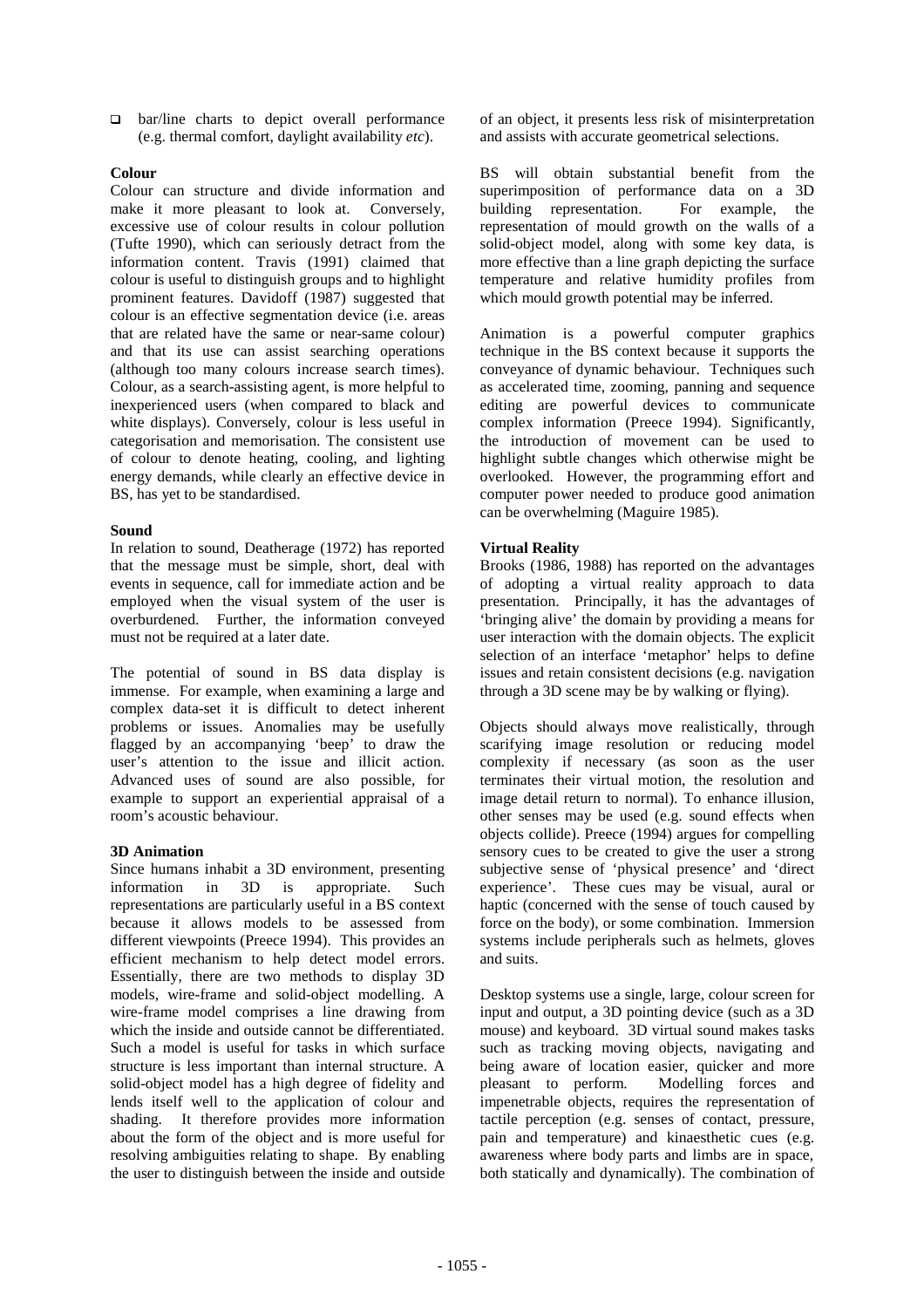- bar/line charts to depict overall performance (e.g. thermal comfort, daylight availability *etc*).

**Colour**

Colour can structure and divide information and make it more pleasant to look at. Conversely, excessive use of colour results in colour pollution (Tufte 1990), which can seriously detract from the information content. Travis (1991) claimed that colour is useful to distinguish groups and to highlight prominent features. Davidoff (1987) suggested that colour is an effective segmentation device (i.e. areas that are related have the same or near-same colour) and that its use can assist searching operations (although too many colours increase search times). Colour, as a search-assisting agent, is more helpful to inexperienced users (when compared to black and white displays). Conversely, colour is less useful in categorisation and memorisation. The consistent use of colour to denote heating, cooling, and lighting energy demands, while clearly an effective device in BS, has yet to be standardised.

**Sound**

In relation to sound, Deatherage (1972) has reported that the message must be simple, short, deal with events in sequence, call for immediate action and be employed when the visual system of the user is overburdened. Further, the information conveyed must not be required at a later date.

The potential of sound in BS data display is immense. For example, when examining a large and complex data-set it is difficult to detect inherent problems or issues. Anomalies may be usefully flagged by an accompanying 'beep' to draw the user's attention to the issue and illicit action. Advanced uses of sound are also possible, for example to support an experiential appraisal of a room's acoustic behaviour.

**3D Animation**

Since humans inhabit a 3D environment, presenting information in 3D is appropriate. Such representations are particularly useful in a BS context because it allows models to be assessed from different viewpoints (Preece 1994). This provides an efficient mechanism to help detect model errors. Essentially, there are two methods to display 3D models, wire-frame and solid-object modelling. A wire-frame model comprises a line drawing from which the inside and outside cannot be differentiated. Such a model is useful for tasks in which surface structure is less important than internal structure. A solid-object model has a high degree of fidelity and lends itself well to the application of colour and shading. It therefore provides more information about the form of the object and is more useful for resolving ambiguities relating to shape. By enabling the user to distinguish between the inside and outside of an object, it presents less risk of misinterpretation and assists with accurate geometrical selections.

BS will obtain substantial benefit from the superimposition of performance data on a 3D building representation. For example, the representation of mould growth on the walls of a solid-object model, along with some key data, is more effective than a line graph depicting the surface temperature and relative humidity profiles from which mould growth potential may be inferred.

Animation is a powerful computer graphics technique in the BS context because it supports the conveyance of dynamic behaviour. Techniques such as accelerated time, zooming, panning and sequence editing are powerful devices to communicate complex information (Preece 1994). Significantly, the introduction of movement can be used to highlight subtle changes which otherwise might be overlooked. However, the programming effort and computer power needed to produce good animation can be overwhelming (Maguire 1985).

**Virtual Reality**

Brooks (1986, 1988) has reported on the advantages of adopting a virtual reality approach to data presentation. Principally, it has the advantages of 'bringing alive' the domain by providing a means for user interaction with the domain objects. The explicit selection of an interface 'metaphor' helps to define issues and retain consistent decisions (e.g. navigation through a 3D scene may be by walking or flying).

Objects should always move realistically, through scarifying image resolution or reducing model complexity if necessary (as soon as the user terminates their virtual motion, the resolution and image detail return to normal). To enhance illusion, other senses may be used (e.g. sound effects when objects collide). Preece (1994) argues for compelling sensory cues to be created to give the user a strong subjective sense of 'physical presence' and 'direct experience'. These cues may be visual, aural or haptic (concerned with the sense of touch caused by force on the body), or some combination. Immersion systems include peripherals such as helmets, gloves and suits.

Desktop systems use a single, large, colour screen for input and output, a 3D pointing device (such as a 3D mouse) and keyboard. 3D virtual sound makes tasks such as tracking moving objects, navigating and being aware of location easier, quicker and more pleasant to perform. Modelling forces and impenetrable objects, requires the representation of tactile perception (e.g. senses of contact, pressure, pain and temperature) and kinaesthetic cues (e.g. awareness where body parts and limbs are in space, both statically and dynamically). The combination of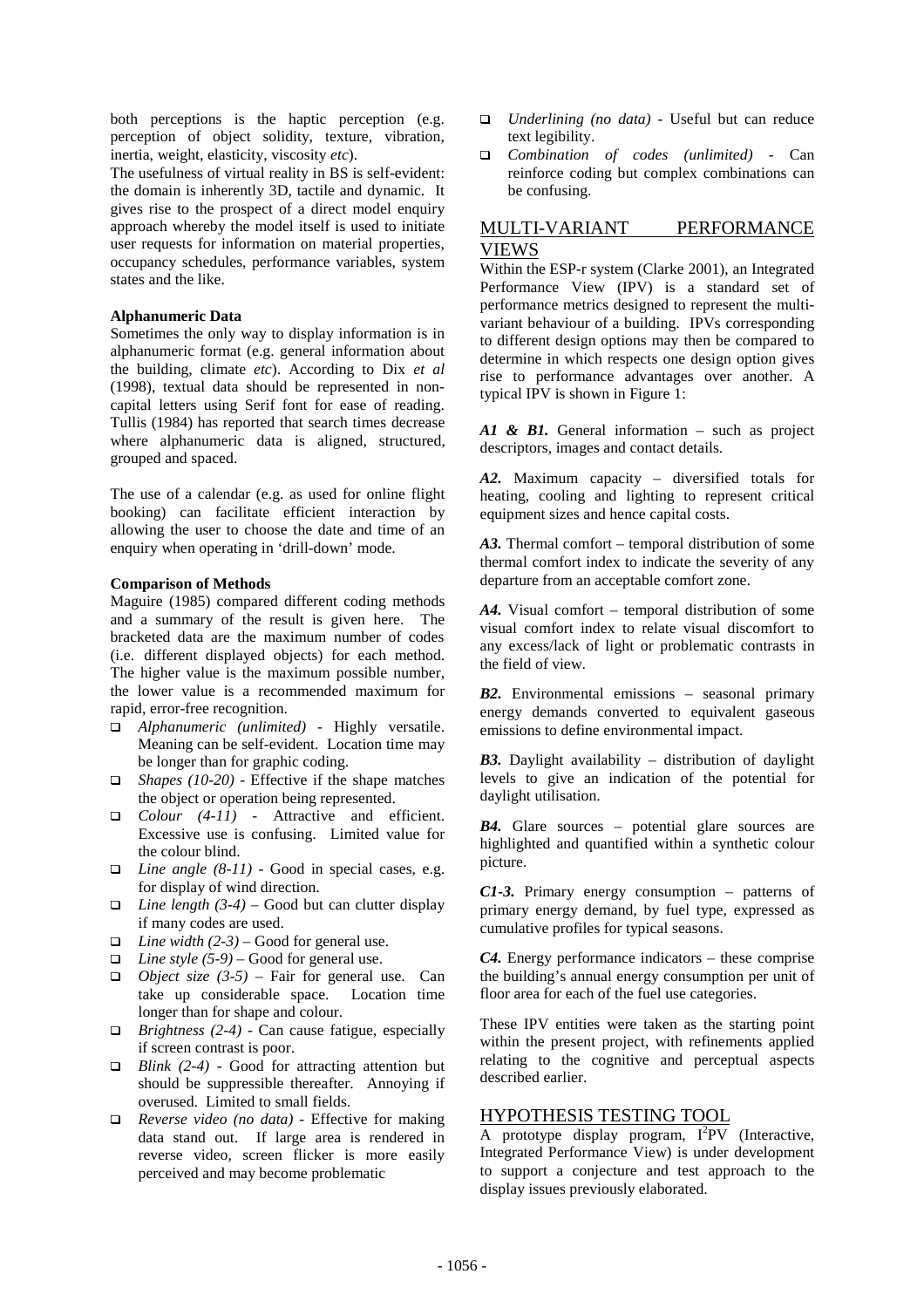both perceptions is the haptic perception (e.g. perception of object solidity, texture, vibration, inertia, weight, elasticity, viscosity *etc*).

The usefulness of virtual reality in BS is self-evident: the domain is inherently 3D, tactile and dynamic. It gives rise to the prospect of a direct model enquiry approach whereby the model itself is used to initiate user requests for information on material properties, occupancy schedules, performance variables, system states and the like.

**Alphanumeric Data**

Sometimes the only way to display information is in alphanumeric format (e.g. general information about the building, climate *etc*). According to Dix *et al* (1998), textual data should be represented in non-capital letters using Serif font for ease of reading. Tullis (1984) has reported that search times decrease where alphanumeric data is aligned, structured, grouped and spaced.

The use of a calendar (e.g. as used for online flight booking) can facilitate efficient interaction by allowing the user to choose the date and time of an enquiry when operating in 'drill-down' mode.

**Comparison of Methods**

Maguire (1985) compared different coding methods and a summary of the result is given here. The bracketed data are the maximum number of codes (i.e. different displayed objects) for each method. The higher value is the maximum possible number, the lower value is a recommended maximum for rapid, error-free recognition.

- *Alphanumeric (unlimited)* - Highly versatile. Meaning can be self-evident. Location time may be longer than for graphic coding.
- *Shapes (10-20)* - Effective if the shape matches the object or operation being represented.
- *Colour (4-11)* - Attractive and efficient. Excessive use is confusing. Limited value for the colour blind.
- *Line angle (8-11)* - Good in special cases, e.g. for display of wind direction.
- *Line length (3-4)* – Good but can clutter display if many codes are used.
- *Line width (2-3)* – Good for general use.
- *Line style (5-9)* – Good for general use.
- *Object size (3-5)* – Fair for general use. Can take up considerable space. Location time longer than for shape and colour.
- *Brightness (2-4)* - Can cause fatigue, especially if screen contrast is poor.
- *Blink (2-4)* - Good for attracting attention but should be suppressible thereafter. Annoying if overused. Limited to small fields.
- *Reverse video (no data)* - Effective for making data stand out. If large area is rendered in reverse video, screen flicker is more easily perceived and may become problematic
- *Underlining (no data)* - Useful but can reduce text legibility.
- *Combination of codes (unlimited)* - Can reinforce coding but complex combinations can be confusing.

## MULTI-VARIANT PERFORMANCE VIEWS

Within the ESP-r system (Clarke 2001), an Integrated Performance View (IPV) is a standard set of performance metrics designed to represent the multi-variant behaviour of a building. IPVs corresponding to different design options may then be compared to determine in which respects one design option gives rise to performance advantages over another. A typical IPV is shown in Figure 1:

***A1 & B1.*** General information – such as project descriptors, images and contact details.

***A2.*** Maximum capacity – diversified totals for heating, cooling and lighting to represent critical equipment sizes and hence capital costs.

***A3.*** Thermal comfort – temporal distribution of some thermal comfort index to indicate the severity of any departure from an acceptable comfort zone.

***A4.*** Visual comfort – temporal distribution of some visual comfort index to relate visual discomfort to any excess/lack of light or problematic contrasts in the field of view.

***B2.*** Environmental emissions – seasonal primary energy demands converted to equivalent gaseous emissions to define environmental impact.

***B3.*** Daylight availability – distribution of daylight levels to give an indication of the potential for daylight utilisation.

***B4.*** Glare sources – potential glare sources are highlighted and quantified within a synthetic colour picture.

***C1-3.*** Primary energy consumption – patterns of primary energy demand, by fuel type, expressed as cumulative profiles for typical seasons.

***C4.*** Energy performance indicators – these comprise the building's annual energy consumption per unit of floor area for each of the fuel use categories.

These IPV entities were taken as the starting point within the present project, with refinements applied relating to the cognitive and perceptual aspects described earlier.

## HYPOTHESIS TESTING TOOL

A prototype display program, $I^2PV$ (Interactive, Integrated Performance View) is under development to support a conjecture and test approach to the display issues previously elaborated.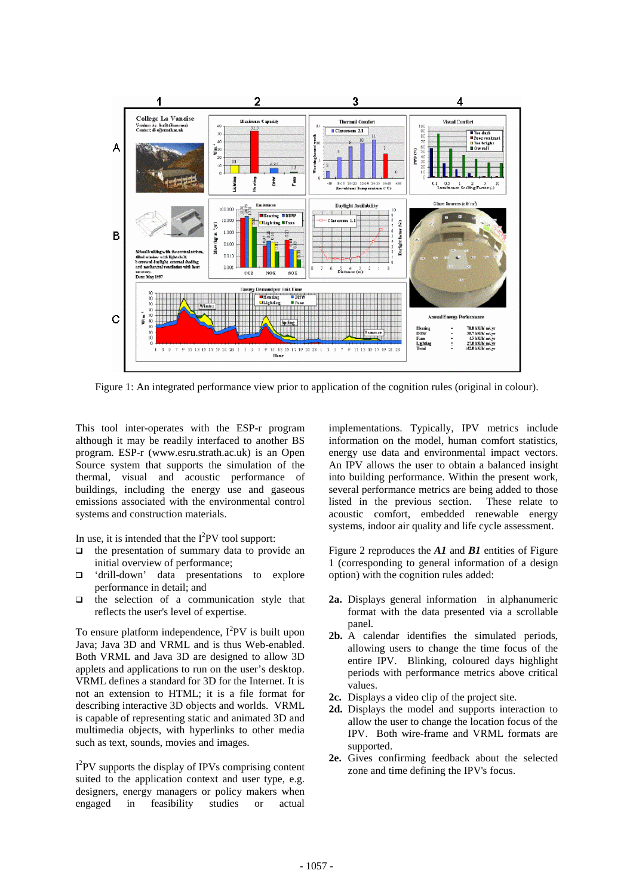Figure 1: An integrated performance view prior to application of the cognition rules (original in colour).

This tool inter-operates with the ESP-r program although it may be readily interfaced to another BS program. ESP-r (www.esru.strath.ac.uk) is an Open Source system that supports the simulation of the thermal, visual and acoustic performance of buildings, including the energy use and gaseous emissions associated with the environmental control systems and construction materials.

In use, it is intended that the I²PV tool support:

- the presentation of summary data to provide an initial overview of performance;
- 'drill-down' data presentations to explore performance in detail; and
- the selection of a communication style that reflects the user's level of expertise.

To ensure platform independence, I²PV is built upon Java; Java 3D and VRML and is thus Web-enabled. Both VRML and Java 3D are designed to allow 3D applets and applications to run on the user's desktop. VRML defines a standard for 3D for the Internet. It is not an extension to HTML; it is a file format for describing interactive 3D objects and worlds. VRML is capable of representing static and animated 3D and multimedia objects, with hyperlinks to other media such as text, sounds, movies and images.

I²PV supports the display of IPVs comprising content suited to the application context and user type, e.g. designers, energy managers or policy makers when engaged in feasibility studies or actual implementations. Typically, IPV metrics include information on the model, human comfort statistics, energy use data and environmental impact vectors. An IPV allows the user to obtain a balanced insight into building performance. Within the present work, several performance metrics are being added to those listed in the previous section. These relate to acoustic comfort, embedded renewable energy systems, indoor air quality and life cycle assessment.

Figure 2 reproduces the ***A1*** and ***B1*** entities of Figure 1 (corresponding to general information of a design option) with the cognition rules added:

**2a.** Displays general information in alphanumeric format with the data presented via a scrollable panel.

**2b.** A calendar identifies the simulated periods, allowing users to change the time focus of the entire IPV. Blinking, coloured days highlight periods with performance metrics above critical values.

**2c.** Displays a video clip of the project site.

**2d.** Displays the model and supports interaction to allow the user to change the location focus of the IPV. Both wire-frame and VRML formats are supported.

**2e.** Gives confirming feedback about the selected zone and time defining the IPV's focus.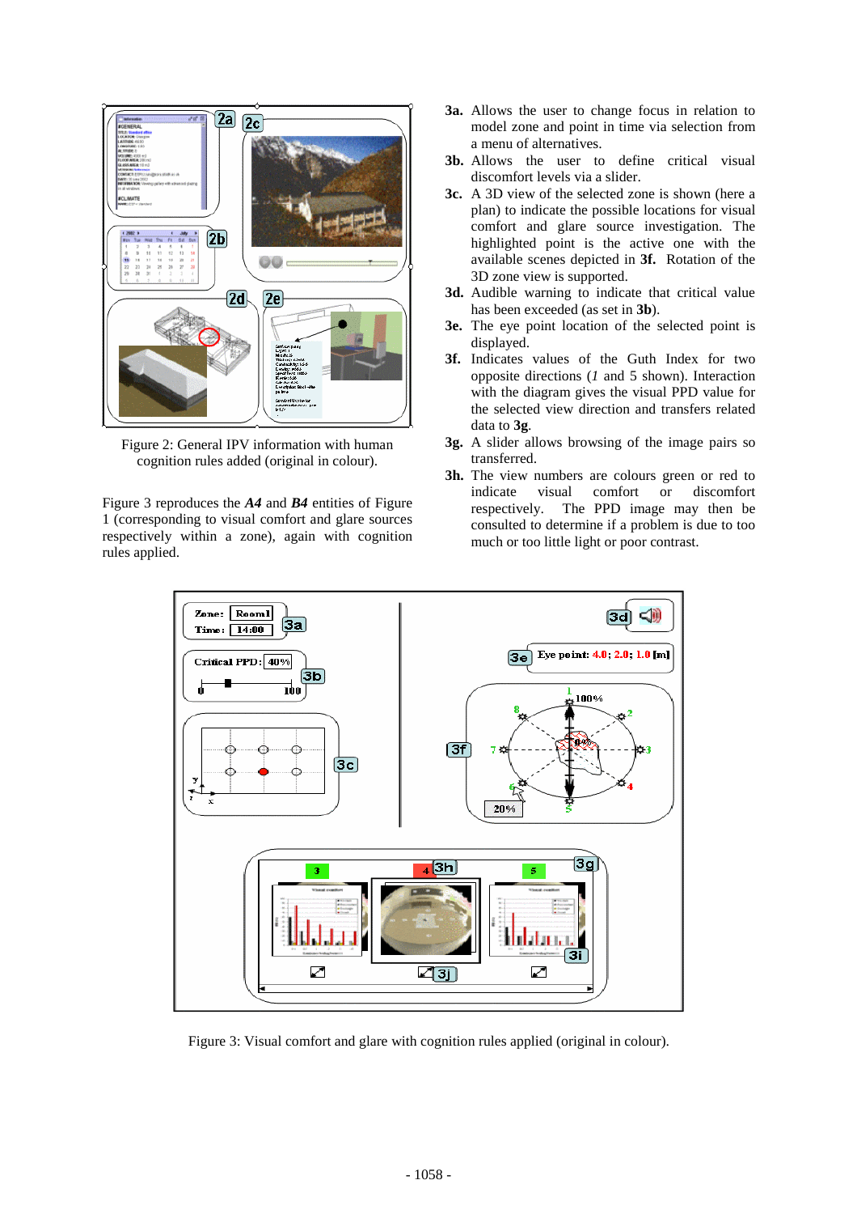Figure 2: General IPV information with human cognition rules added (original in colour).

Figure 3 reproduces the ***A4*** and ***B4*** entities of Figure 1 (corresponding to visual comfort and glare sources respectively within a zone), again with cognition rules applied.

**3a.** Allows the user to change focus in relation to model zone and point in time via selection from a menu of alternatives.

**3b.** Allows the user to define critical visual discomfort levels via a slider.

**3c.** A 3D view of the selected zone is shown (here a plan) to indicate the possible locations for visual comfort and glare source investigation. The highlighted point is the active one with the available scenes depicted in **3f.** Rotation of the 3D zone view is supported.

**3d.** Audible warning to indicate that critical value has been exceeded (as set in **3b**).

**3e.** The eye point location of the selected point is displayed.

**3f.** Indicates values of the Guth Index for two opposite directions (*1* and 5 shown). Interaction with the diagram gives the visual PPD value for the selected view direction and transfers related data to **3g**.

**3g.** A slider allows browsing of the image pairs so transferred.

**3h.** The view numbers are colours green or red to indicate visual comfort or discomfort respectively. The PPD image may then be consulted to determine if a problem is due to too much or too little light or poor contrast.

Figure 3: Visual comfort and glare with cognition rules applied (original in colour).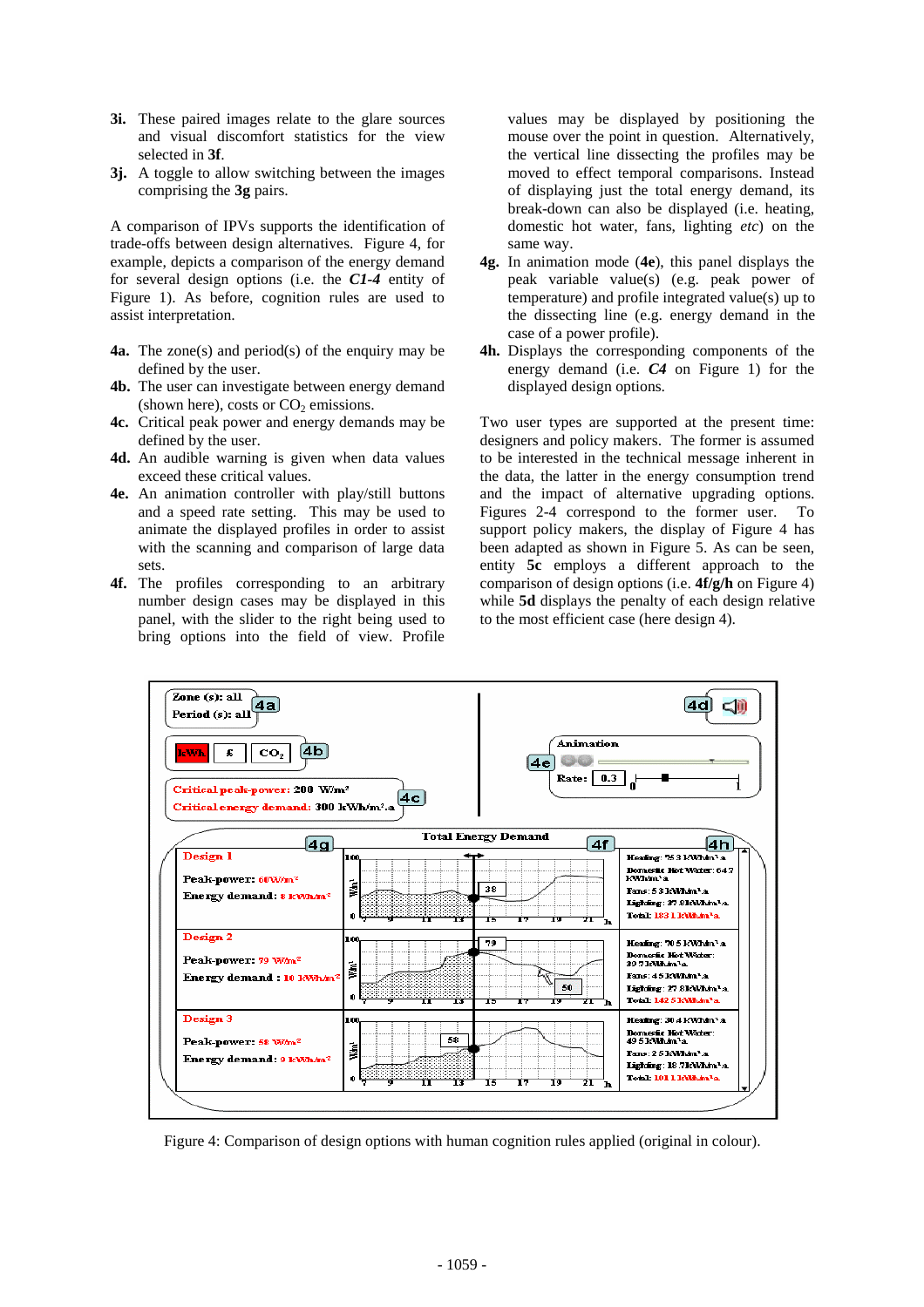**3i.** These paired images relate to the glare sources and visual discomfort statistics for the view selected in **3f**.

**3j.** A toggle to allow switching between the images comprising the **3g** pairs.

A comparison of IPVs supports the identification of trade-offs between design alternatives. Figure 4, for example, depicts a comparison of the energy demand for several design options (i.e. the ***C1-4*** entity of Figure 1). As before, cognition rules are used to assist interpretation.

**4a.** The zone(s) and period(s) of the enquiry may be defined by the user.

**4b.** The user can investigate between energy demand (shown here), costs or $CO_2$ emissions.

**4c.** Critical peak power and energy demands may be defined by the user.

**4d.** An audible warning is given when data values exceed these critical values.

**4e.** An animation controller with play/still buttons and a speed rate setting. This may be used to animate the displayed profiles in order to assist with the scanning and comparison of large data sets.

**4f.** The profiles corresponding to an arbitrary number design cases may be displayed in this panel, with the slider to the right being used to bring options into the field of view. Profile values may be displayed by positioning the mouse over the point in question. Alternatively, the vertical line dissecting the profiles may be moved to effect temporal comparisons. Instead of displaying just the total energy demand, its break-down can also be displayed (i.e. heating, domestic hot water, fans, lighting *etc*) on the same way.

**4g.** In animation mode (**4e**), this panel displays the peak variable value(s) (e.g. peak power of temperature) and profile integrated value(s) up to the dissecting line (e.g. energy demand in the case of a power profile).

**4h.** Displays the corresponding components of the energy demand (i.e. ***C4*** on Figure 1) for the displayed design options.

Two user types are supported at the present time: designers and policy makers. The former is assumed to be interested in the technical message inherent in the data, the latter in the energy consumption trend and the impact of alternative upgrading options. Figures 2-4 correspond to the former user. To support policy makers, the display of Figure 4 has been adapted as shown in Figure 5. As can be seen, entity **5c** employs a different approach to the comparison of design options (i.e. **4f/g/h** on Figure 4) while **5d** displays the penalty of each design relative to the most efficient case (here design 4).

Figure 4: Comparison of design options with human cognition rules applied (original in colour).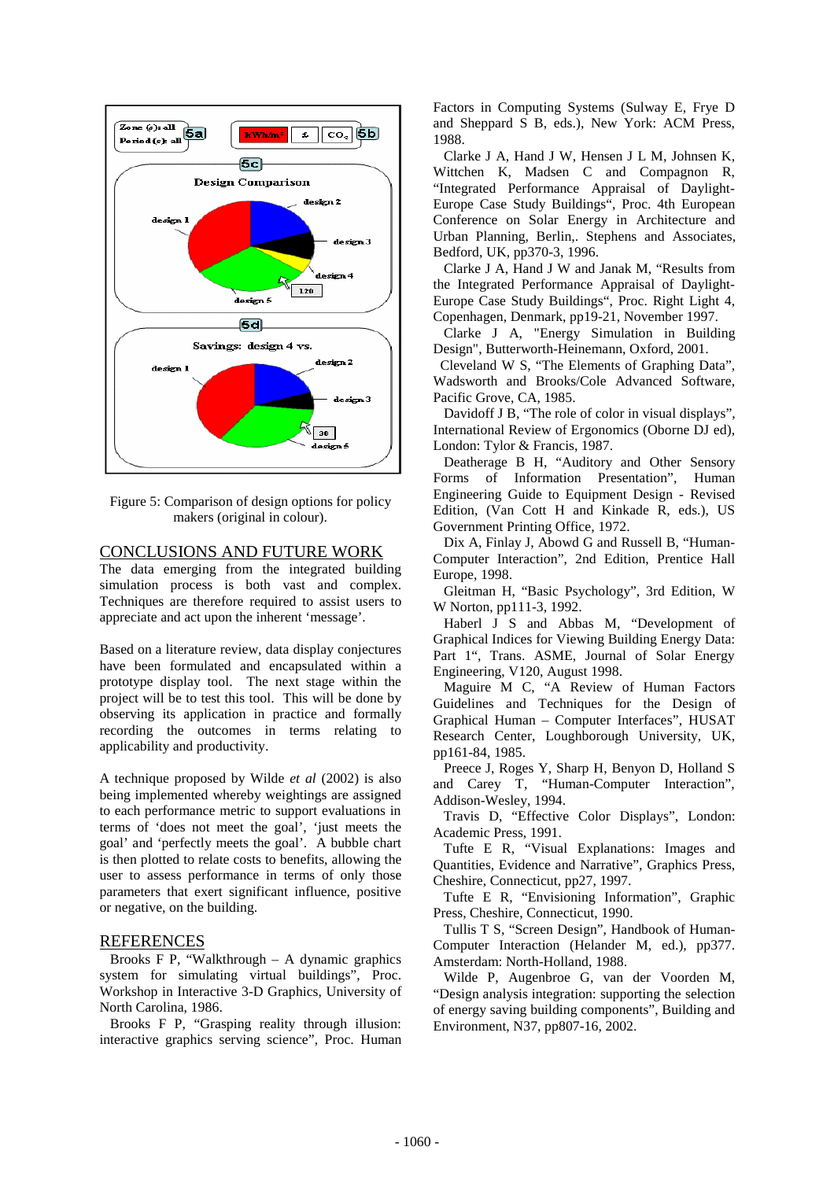Zone (s): all
Period (s): all
5a

kWh/m²
£
$CO_2$
5b

5c
Design Comparison
design 1
design 2
design 3
design 4
design 5
120

5d
Savings: design 4 vs.
design 1
design 2
design 3
design 5
30

Figure 5: Comparison of design options for policy makers (original in colour).

## CONCLUSIONS AND FUTURE WORK

The data emerging from the integrated building simulation process is both vast and complex. Techniques are therefore required to assist users to appreciate and act upon the inherent 'message'.

Based on a literature review, data display conjectures have been formulated and encapsulated within a prototype display tool. The next stage within the project will be to test this tool. This will be done by observing its application in practice and formally recording the outcomes in terms relating to applicability and coherence.

A technique proposed by Wilde *et al* (2002) is also being implemented whereby weightings are assigned to each performance metric to support evaluations in terms of 'does not meet the goal', 'just meets the goal' and 'perfectly meets the goal'. A bubble chart is then plotted to relate costs to benefits, allowing the user to assess performance in terms of only those parameters that exert significant influence, positive or negative, on the building.

## REFERENCES

Brooks F P, "Walkthrough – A dynamic graphics system for simulating virtual buildings", Proc. Workshop in Interactive 3-D Graphics, University of North Carolina, 1986.

Brooks F P, "Grasping reality through illusion: interactive graphics serving science", Proc. Human Factors in Computing Systems (Sulway E, Frye D and Sheppard S B, eds.), New York: ACM Press, 1988.

Clarke J A, Hand J W, Hensen J L M, Johnsen K, Wittchen K, Madsen C and Compagnon R, "Integrated Performance Appraisal of Daylight-Europe Case Study Buildings", Proc. 4th European Conference on Solar Energy in Architecture and Urban Planning, Berlin,. Stephens and Associates, Bedford, UK, pp370-3, 1996.

Clarke J A, Hand J W and Janak M, "Results from the Integrated Performance Appraisal of Daylight-Europe Case Study Buildings", Proc. Right Light 4, Copenhagen, Denmark, pp19-21, November 1997.

Clarke J A, "Energy Simulation in Building Design", Butterworth-Heinemann, Oxford, 2001.

Cleveland W S, "The Elements of Graphing Data", Wadsworth and Brooks/Cole Advanced Software, Pacific Grove, CA, 1985.

Davidoff J B, "The role of color in visual displays", International Review of Ergonomics (Oborne DJ ed), London: Tylor & Francis, 1987.

Deatherage B H, "Auditory and Other Sensory Forms of Information Presentation", Human Engineering Guide to Equipment Design - Revised Edition, (Van Cott H and Kinkade R, eds.), US Government Printing Office, 1972.

Dix A, Finlay J, Abowd G and Russell B, "Human-Computer Interaction", 2nd Edition, Prentice Hall Europe, 1998.

Gleitman H, "Basic Psychology", 3rd Edition, W W Norton, pp111-3, 1992.

Haberl J S and Abbas M, "Development of Graphical Indices for Viewing Building Energy Data: Part 1", Trans. ASME, Journal of Solar Energy Engineering, V120, August 1998.

Maguire M C, "A Review of Human Factors Guidelines and Techniques for the Design of Graphical Human – Computer Interfaces", HUSAT Research Center, Loughborough University, UK, pp161-84, 1985.

Preece J, Roges Y, Sharp H, Benyon D, Holland S and Carey T, "Human-Computer Interaction", Addison-Wesley, 1994.

Travis D, "Effective Color Displays", London: Academic Press, 1991.

Tufte E R, "Visual Explanations: Images and Quantities, Evidence and Narrative", Graphics Press, Cheshire, Connecticut, pp27, 1997.

Tufte E R, "Envisioning Information", Graphic Press, Cheshire, Connecticut, 1990.

Tullis T S, "Screen Design", Handbook of Human-Computer Interaction (Helander M, ed.), pp377. Amsterdam: North-Holland, 1988.

Wilde P, Augenbroe G, van der Voorden M, "Design analysis integration: supporting the selection of energy saving building components", Building and Environment, N37, pp807-16, 2002.